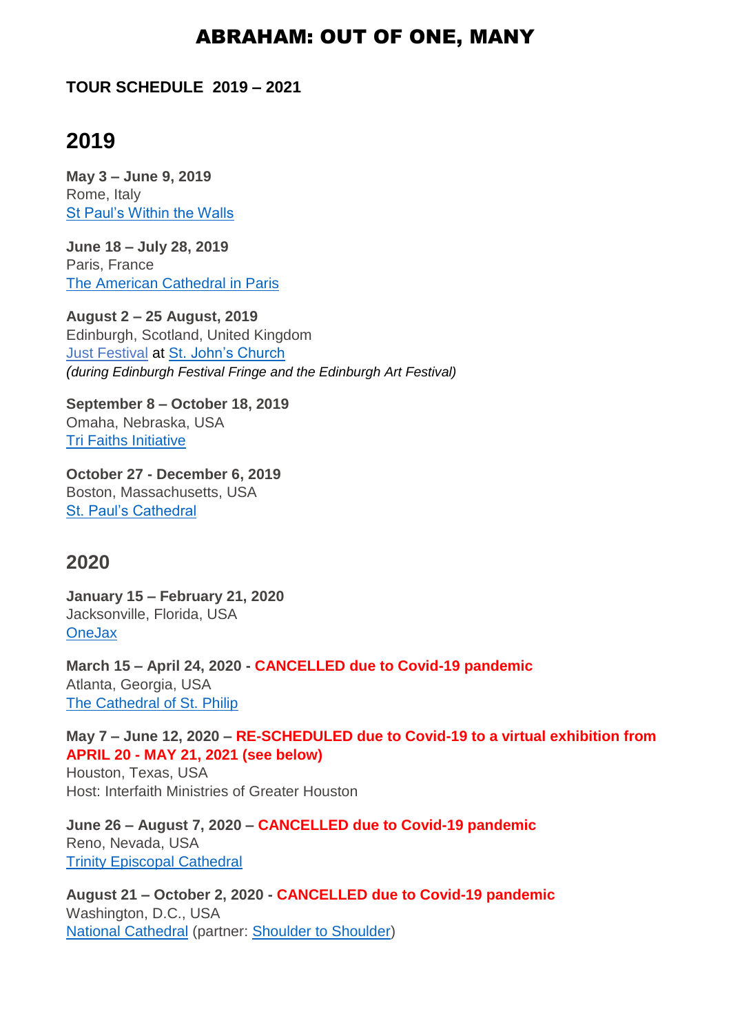# ABRAHAM: OUT OF ONE, MANY

**TOUR SCHEDULE 2019 – 2021**

## 2019

**May 3 – June 9, 2019**
Rome, Italy
St Paul's Within the Walls

**June 18 – July 28, 2019**
Paris, France
The American Cathedral in Paris

**August 2 – 25 August, 2019**
Edinburgh, Scotland, United Kingdom
Just Festival at St. John's Church
*(during Edinburgh Festival Fringe and the Edinburgh Art Festival)*

**September 8 – October 18, 2019**
Omaha, Nebraska, USA
Tri Faiths Initiative

**October 27 - December 6, 2019**
Boston, Massachusetts, USA
St. Paul's Cathedral

## 2020

**January 15 – February 21, 2020**
Jacksonville, Florida, USA
OneJax

**March 15 – April 24, 2020 - CANCELLED due to Covid-19 pandemic**
Atlanta, Georgia, USA
The Cathedral of St. Philip

**May 7 – June 12, 2020 – RE-SCHEDULED due to Covid-19 to a virtual exhibition from APRIL 20 - MAY 21, 2021 (see below)**
Houston, Texas, USA
Host: Interfaith Ministries of Greater Houston

**June 26 – August 7, 2020 – CANCELLED due to Covid-19 pandemic**
Reno, Nevada, USA
Trinity Episcopal Cathedral

**August 21 – October 2, 2020 - CANCELLED due to Covid-19 pandemic**
Washington, D.C., USA
National Cathedral (partner: Shoulder to Shoulder)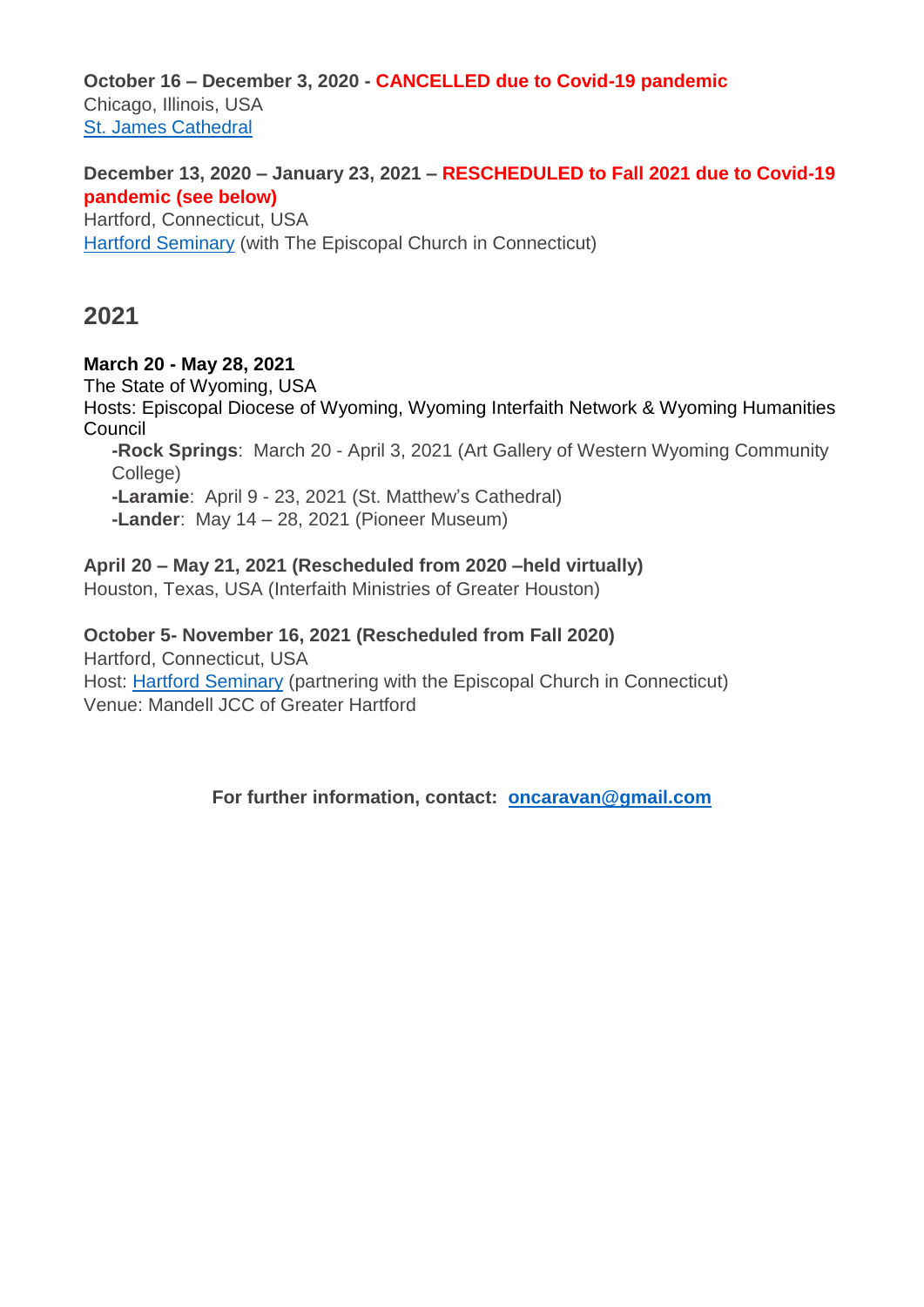**October 16 – December 3, 2020 - CANCELLED due to Covid-19 pandemic**
Chicago, Illinois, USA
[St. James Cathedral]

**December 13, 2020 – January 23, 2021 – RESCHEDULED to Fall 2021 due to Covid-19 pandemic (see below)**
Hartford, Connecticut, USA
[Hartford Seminary] (with The Episcopal Church in Connecticut)

## 2021

**March 20 - May 28, 2021**
The State of Wyoming, USA
Hosts: Episcopal Diocese of Wyoming, Wyoming Interfaith Network & Wyoming Humanities Council

- **-Rock Springs**: March 20 - April 3, 2021 (Art Gallery of Western Wyoming Community College)
- **-Laramie**: April 9 - 23, 2021 (St. Matthew's Cathedral)
- **-Lander**: May 14 – 28, 2021 (Pioneer Museum)

**April 20 – May 21, 2021 (Rescheduled from 2020 –held virtually)**
Houston, Texas, USA (Interfaith Ministries of Greater Houston)

**October 5- November 16, 2021 (Rescheduled from Fall 2020)**
Hartford, Connecticut, USA
Host: [Hartford Seminary] (partnering with the Episcopal Church in Connecticut)
Venue: Mandell JCC of Greater Hartford

**For further information, contact: oncaravan@gmail.com**